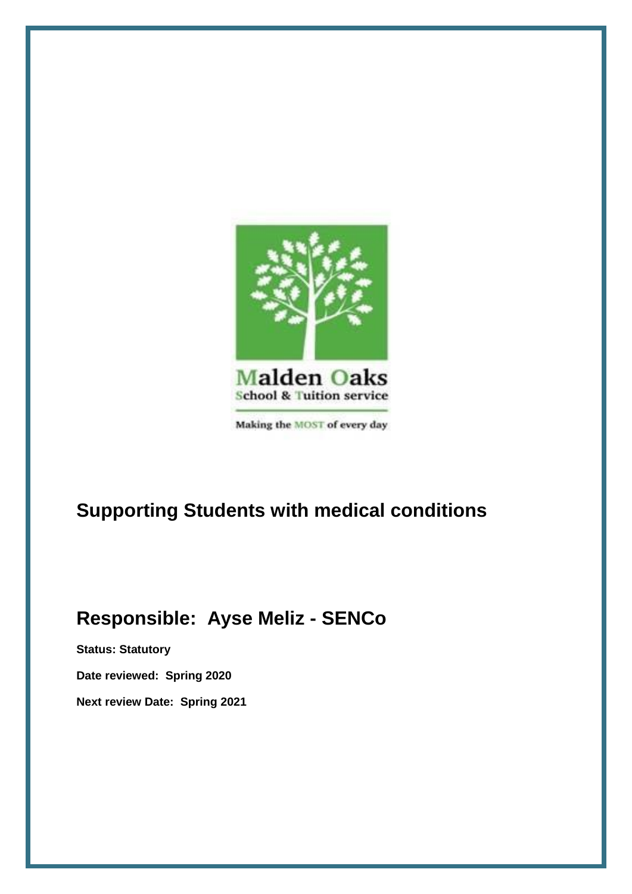Malden Oaks
School & Tuition service

Making the MOST of every day

# Supporting Students with medical conditions

## Responsible: Ayse Meliz - SENCo

**Status: Statutory**

**Date reviewed: Spring 2020**

**Next review Date: Spring 2021**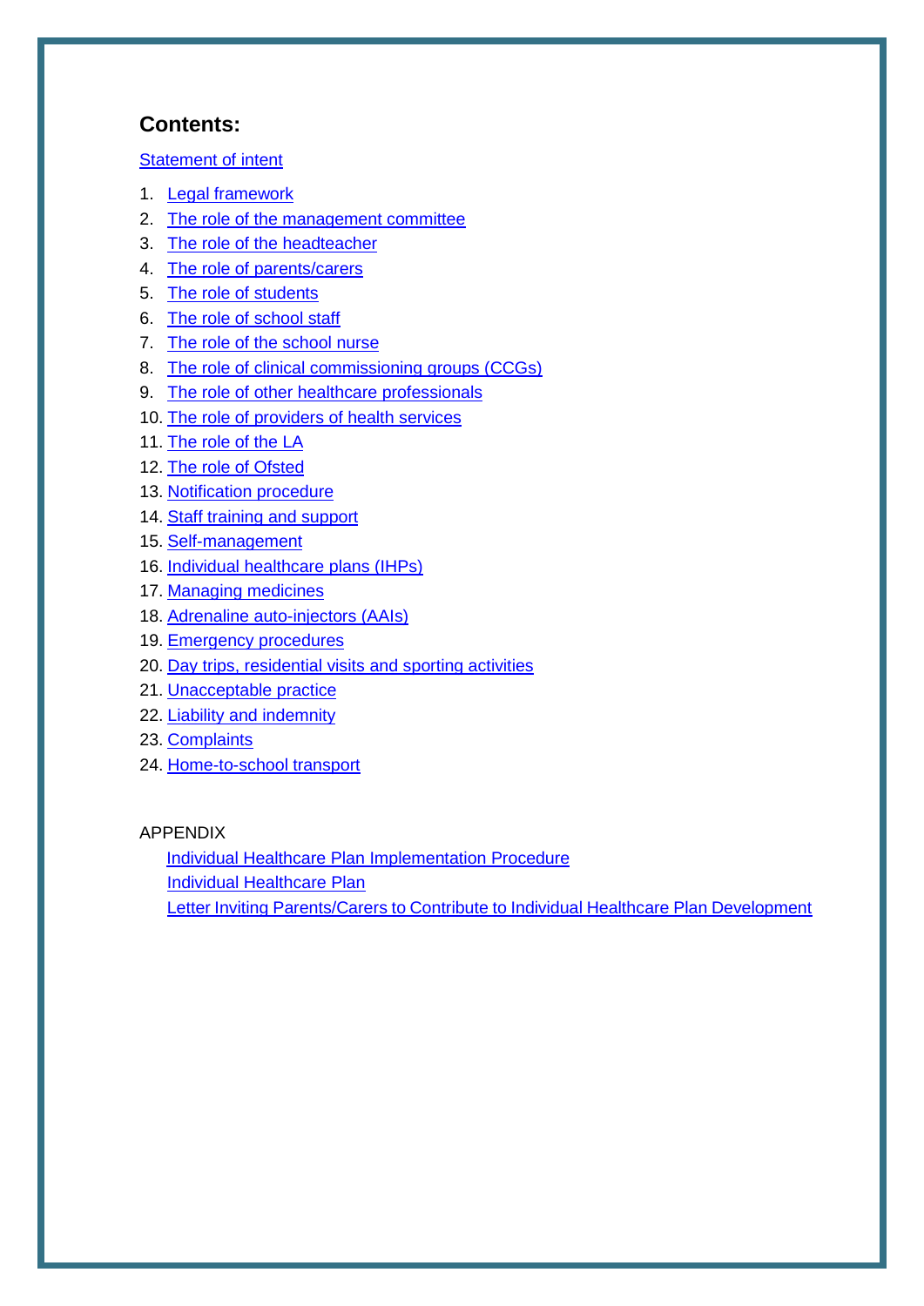## Contents:

Statement of intent

1. Legal framework
2. The role of the management committee
3. The role of the headteacher
4. The role of parents/carers
5. The role of students
6. The role of school staff
7. The role of the school nurse
8. The role of clinical commissioning groups (CCGs)
9. The role of other healthcare professionals
10. The role of providers of health services
11. The role of the LA
12. The role of Ofsted
13. Notification procedure
14. Staff training and support
15. Self-management
16. Individual healthcare plans (IHPs)
17. Managing medicines
18. Adrenaline auto-injectors (AAIs)
19. Emergency procedures
20. Day trips, residential visits and sporting activities
21. Unacceptable practice
22. Liability and indemnity
23. Complaints
24. Home-to-school transport

APPENDIX

- Individual Healthcare Plan Implementation Procedure
- Individual Healthcare Plan
- Letter Inviting Parents/Carers to Contribute to Individual Healthcare Plan Development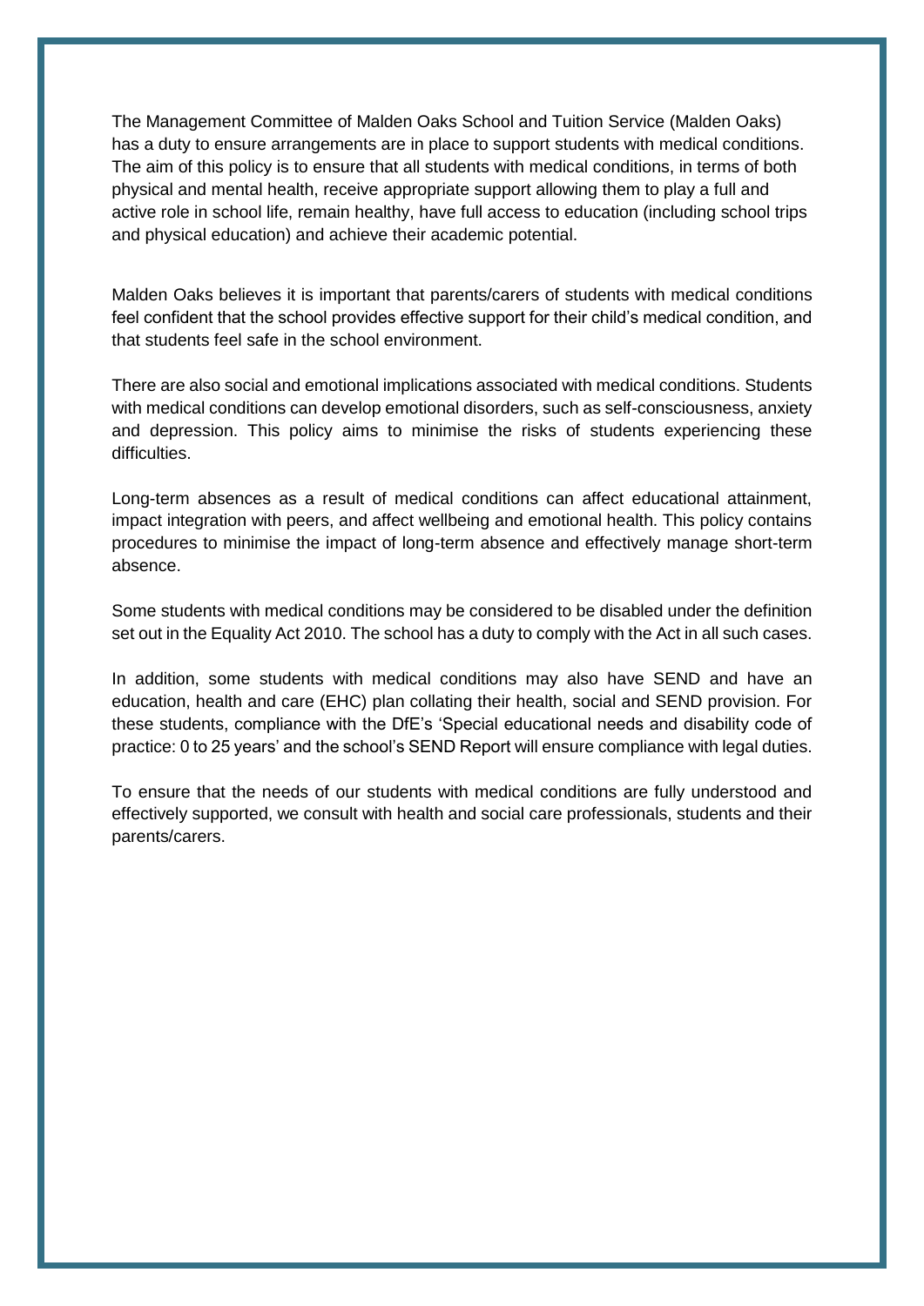The Management Committee of Malden Oaks School and Tuition Service (Malden Oaks) has a duty to ensure arrangements are in place to support students with medical conditions. The aim of this policy is to ensure that all students with medical conditions, in terms of both physical and mental health, receive appropriate support allowing them to play a full and active role in school life, remain healthy, have full access to education (including school trips and physical education) and achieve their academic potential.

Malden Oaks believes it is important that parents/carers of students with medical conditions feel confident that the school provides effective support for their child's medical condition, and that students feel safe in the school environment.

There are also social and emotional implications associated with medical conditions. Students with medical conditions can develop emotional disorders, such as self-consciousness, anxiety and depression. This policy aims to minimise the risks of students experiencing these difficulties.

Long-term absences as a result of medical conditions can affect educational attainment, impact integration with peers, and affect wellbeing and emotional health. This policy contains procedures to minimise the impact of long-term absence and effectively manage short-term absence.

Some students with medical conditions may be considered to be disabled under the definition set out in the Equality Act 2010. The school has a duty to comply with the Act in all such cases.

In addition, some students with medical conditions may also have SEND and have an education, health and care (EHC) plan collating their health, social and SEND provision. For these students, compliance with the DfE's 'Special educational needs and disability code of practice: 0 to 25 years' and the school's SEND Report will ensure compliance with legal duties.

To ensure that the needs of our students with medical conditions are fully understood and effectively supported, we consult with health and social care professionals, students and their parents/carers.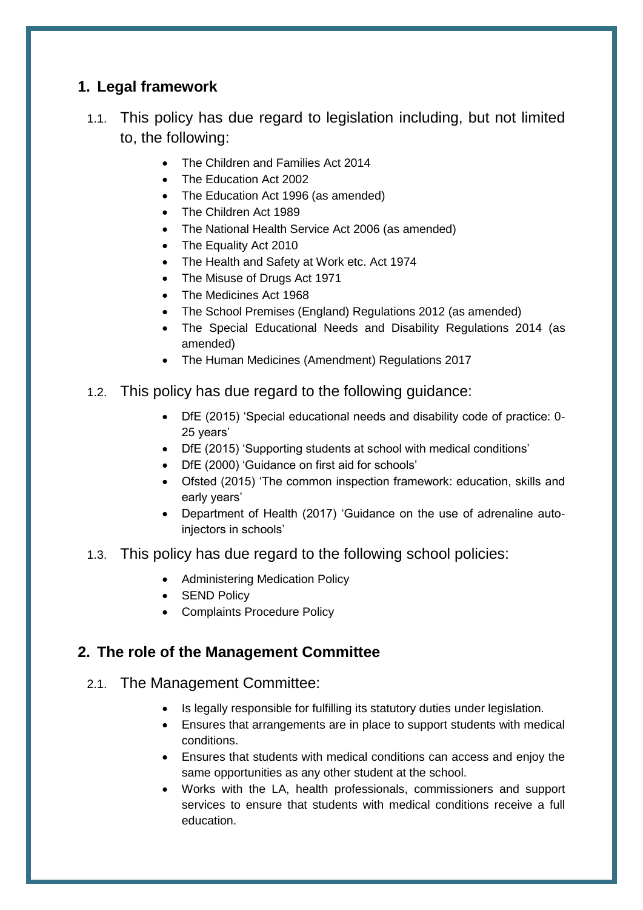## 1. Legal framework

1.1. This policy has due regard to legislation including, but not limited to, the following:

- The Children and Families Act 2014
- The Education Act 2002
- The Education Act 1996 (as amended)
- The Children Act 1989
- The National Health Service Act 2006 (as amended)
- The Equality Act 2010
- The Health and Safety at Work etc. Act 1974
- The Misuse of Drugs Act 1971
- The Medicines Act 1968
- The School Premises (England) Regulations 2012 (as amended)
- The Special Educational Needs and Disability Regulations 2014 (as amended)
- The Human Medicines (Amendment) Regulations 2017

1.2. This policy has due regard to the following guidance:

- DfE (2015) 'Special educational needs and disability code of practice: 0-25 years'
- DfE (2015) 'Supporting students at school with medical conditions'
- DfE (2000) 'Guidance on first aid for schools'
- Ofsted (2015) 'The common inspection framework: education, skills and early years'
- Department of Health (2017) 'Guidance on the use of adrenaline auto-injectors in schools'

1.3. This policy has due regard to the following school policies:

- Administering Medication Policy
- SEND Policy
- Complaints Procedure Policy

## 2. The role of the Management Committee

2.1. The Management Committee:

- Is legally responsible for fulfilling its statutory duties under legislation.
- Ensures that arrangements are in place to support students with medical conditions.
- Ensures that students with medical conditions can access and enjoy the same opportunities as any other student at the school.
- Works with the LA, health professionals, commissioners and support services to ensure that students with medical conditions receive a full education.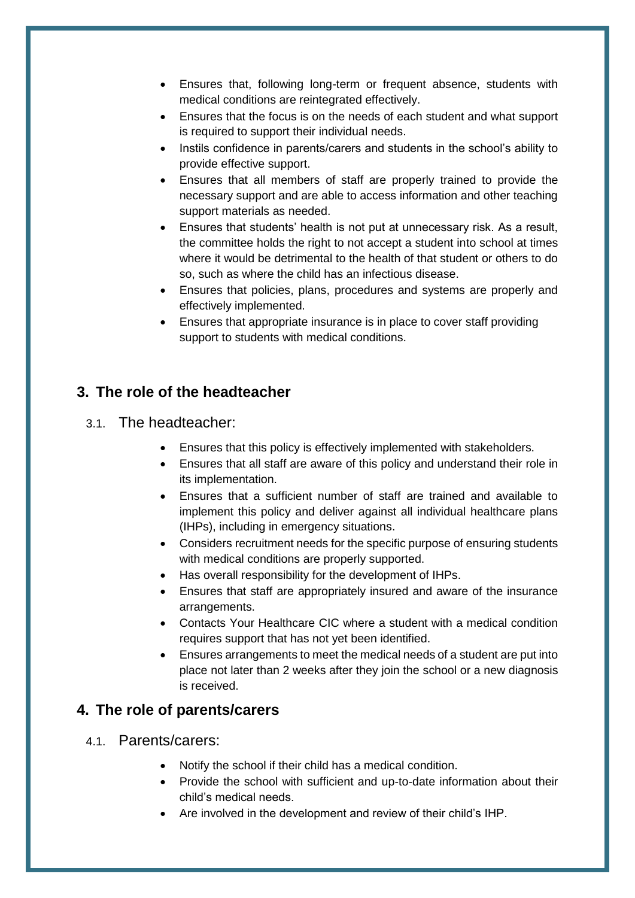- Ensures that, following long-term or frequent absence, students with medical conditions are reintegrated effectively.
- Ensures that the focus is on the needs of each student and what support is required to support their individual needs.
- Instils confidence in parents/carers and students in the school's ability to provide effective support.
- Ensures that all members of staff are properly trained to provide the necessary support and are able to access information and other teaching support materials as needed.
- Ensures that students' health is not put at unnecessary risk. As a result, the committee holds the right to not accept a student into school at times where it would be detrimental to the health of that student or others to do so, such as where the child has an infectious disease.
- Ensures that policies, plans, procedures and systems are properly and effectively implemented.
- Ensures that appropriate insurance is in place to cover staff providing support to students with medical conditions.

## 3. The role of the headteacher

3.1. The headteacher:

- Ensures that this policy is effectively implemented with stakeholders.
- Ensures that all staff are aware of this policy and understand their role in its implementation.
- Ensures that a sufficient number of staff are trained and available to implement this policy and deliver against all individual healthcare plans (IHPs), including in emergency situations.
- Considers recruitment needs for the specific purpose of ensuring students with medical conditions are properly supported.
- Has overall responsibility for the development of IHPs.
- Ensures that staff are appropriately insured and aware of the insurance arrangements.
- Contacts Your Healthcare CIC where a student with a medical condition requires support that has not yet been identified.
- Ensures arrangements to meet the medical needs of a student are put into place not later than 2 weeks after they join the school or a new diagnosis is received.

## 4. The role of parents/carers

4.1. Parents/carers:

- Notify the school if their child has a medical condition.
- Provide the school with sufficient and up-to-date information about their child's medical needs.
- Are involved in the development and review of their child's IHP.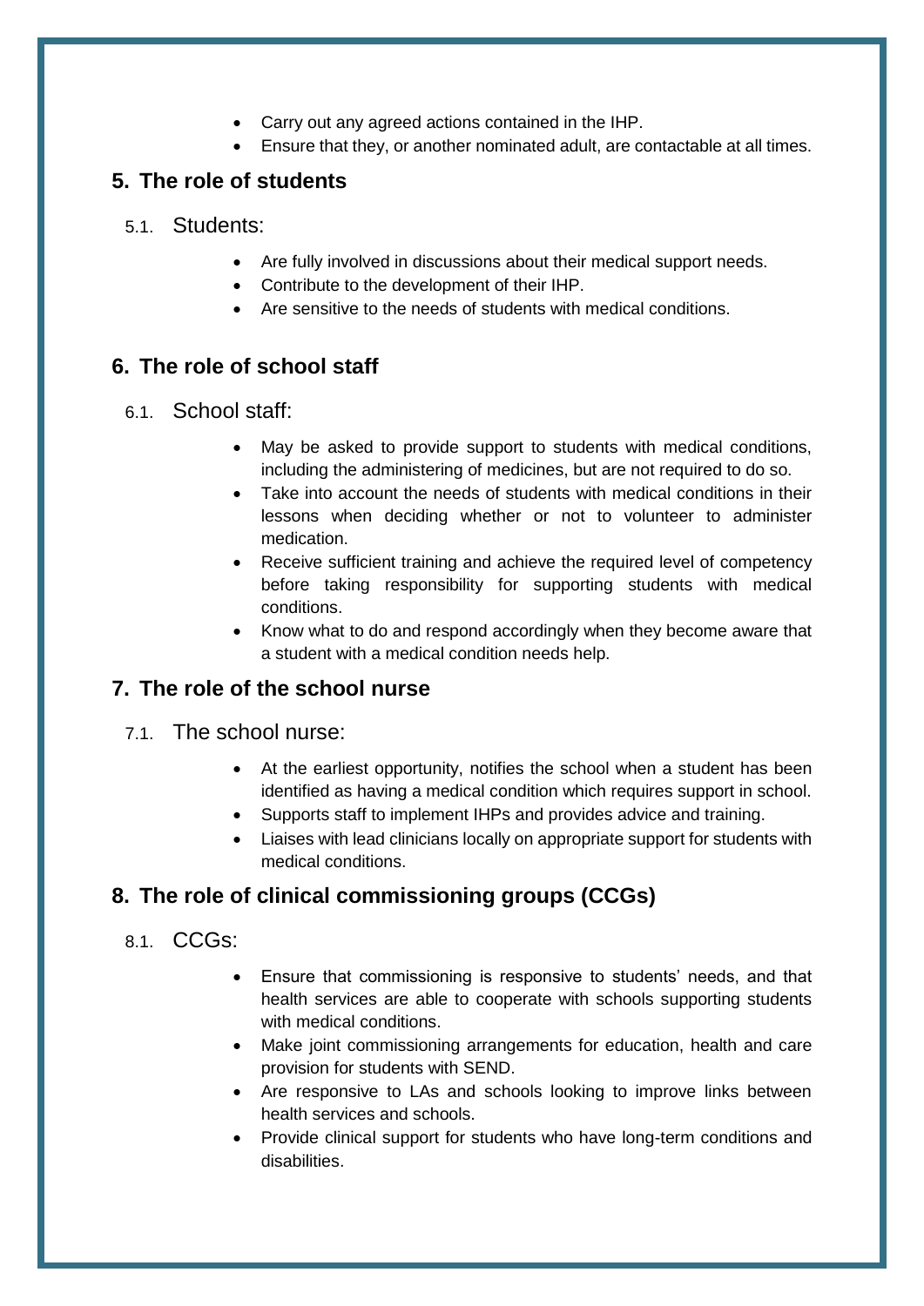- Carry out any agreed actions contained in the IHP.
- Ensure that they, or another nominated adult, are contactable at all times.

## 5. The role of students

5.1. Students:

- Are fully involved in discussions about their medical support needs.
- Contribute to the development of their IHP.
- Are sensitive to the needs of students with medical conditions.

## 6. The role of school staff

6.1. School staff:

- May be asked to provide support to students with medical conditions, including the administering of medicines, but are not required to do so.
- Take into account the needs of students with medical conditions in their lessons when deciding whether or not to volunteer to administer medication.
- Receive sufficient training and achieve the required level of competency before taking responsibility for supporting students with medical conditions.
- Know what to do and respond accordingly when they become aware that a student with a medical condition needs help.

## 7. The role of the school nurse

7.1. The school nurse:

- At the earliest opportunity, notifies the school when a student has been identified as having a medical condition which requires support in school.
- Supports staff to implement IHPs and provides advice and training.
- Liaises with lead clinicians locally on appropriate support for students with medical conditions.

## 8. The role of clinical commissioning groups (CCGs)

8.1. CCGs:

- Ensure that commissioning is responsive to students' needs, and that health services are able to cooperate with schools supporting students with medical conditions.
- Make joint commissioning arrangements for education, health and care provision for students with SEND.
- Are responsive to LAs and schools looking to improve links between health services and schools.
- Provide clinical support for students who have long-term conditions and disabilities.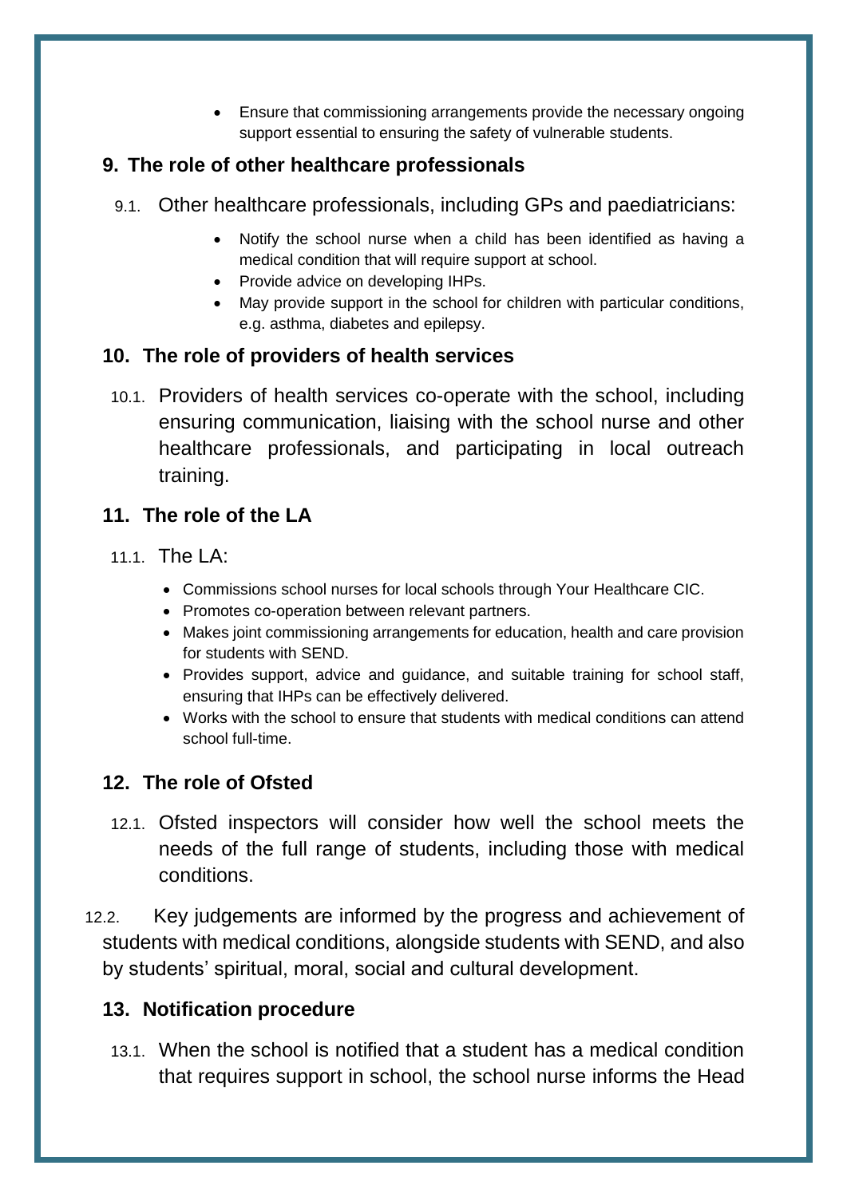- Ensure that commissioning arrangements provide the necessary ongoing support essential to ensuring the safety of vulnerable students.

## 9. The role of other healthcare professionals

9.1. Other healthcare professionals, including GPs and paediatricians:

- Notify the school nurse when a child has been identified as having a medical condition that will require support at school.
- Provide advice on developing IHPs.
- May provide support in the school for children with particular conditions, e.g. asthma, diabetes and epilepsy.

## 10. The role of providers of health services

10.1. Providers of health services co-operate with the school, including ensuring communication, liaising with the school nurse and other healthcare professionals, and participating in local outreach training.

## 11. The role of the LA

11.1. The LA:

- Commissions school nurses for local schools through Your Healthcare CIC.
- Promotes co-operation between relevant partners.
- Makes joint commissioning arrangements for education, health and care provision for students with SEND.
- Provides support, advice and guidance, and suitable training for school staff, ensuring that IHPs can be effectively delivered.
- Works with the school to ensure that students with medical conditions can attend school full-time.

## 12. The role of Ofsted

12.1. Ofsted inspectors will consider how well the school meets the needs of the full range of students, including those with medical conditions.

12.2. Key judgements are informed by the progress and achievement of students with medical conditions, alongside students with SEND, and also by students' spiritual, moral, social and cultural development.

## 13. Notification procedure

13.1. When the school is notified that a student has a medical condition that requires support in school, the school nurse informs the Head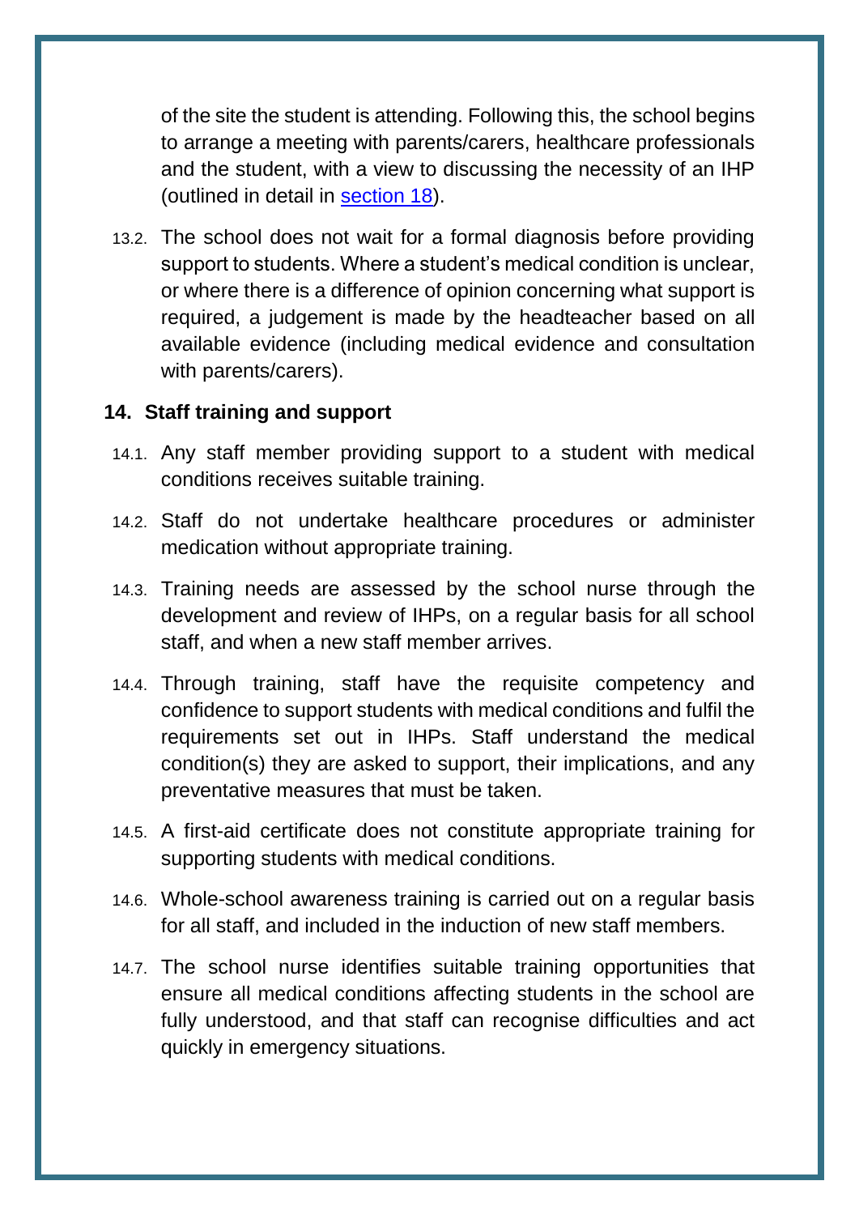of the site the student is attending. Following this, the school begins to arrange a meeting with parents/carers, healthcare professionals and the student, with a view to discussing the necessity of an IHP (outlined in detail in section 18).

13.2. The school does not wait for a formal diagnosis before providing support to students. Where a student's medical condition is unclear, or where there is a difference of opinion concerning what support is required, a judgement is made by the headteacher based on all available evidence (including medical evidence and consultation with parents/carers).

## 14. Staff training and support

14.1. Any staff member providing support to a student with medical conditions receives suitable training.

14.2. Staff do not undertake healthcare procedures or administer medication without appropriate training.

14.3. Training needs are assessed by the school nurse through the development and review of IHPs, on a regular basis for all school staff, and when a new staff member arrives.

14.4. Through training, staff have the requisite competency and confidence to support students with medical conditions and fulfil the requirements set out in IHPs. Staff understand the medical condition(s) they are asked to support, their implications, and any preventative measures that must be taken.

14.5. A first-aid certificate does not constitute appropriate training for supporting students with medical conditions.

14.6. Whole-school awareness training is carried out on a regular basis for all staff, and included in the induction of new staff members.

14.7. The school nurse identifies suitable training opportunities that ensure all medical conditions affecting students in the school are fully understood, and that staff can recognise difficulties and act quickly in emergency situations.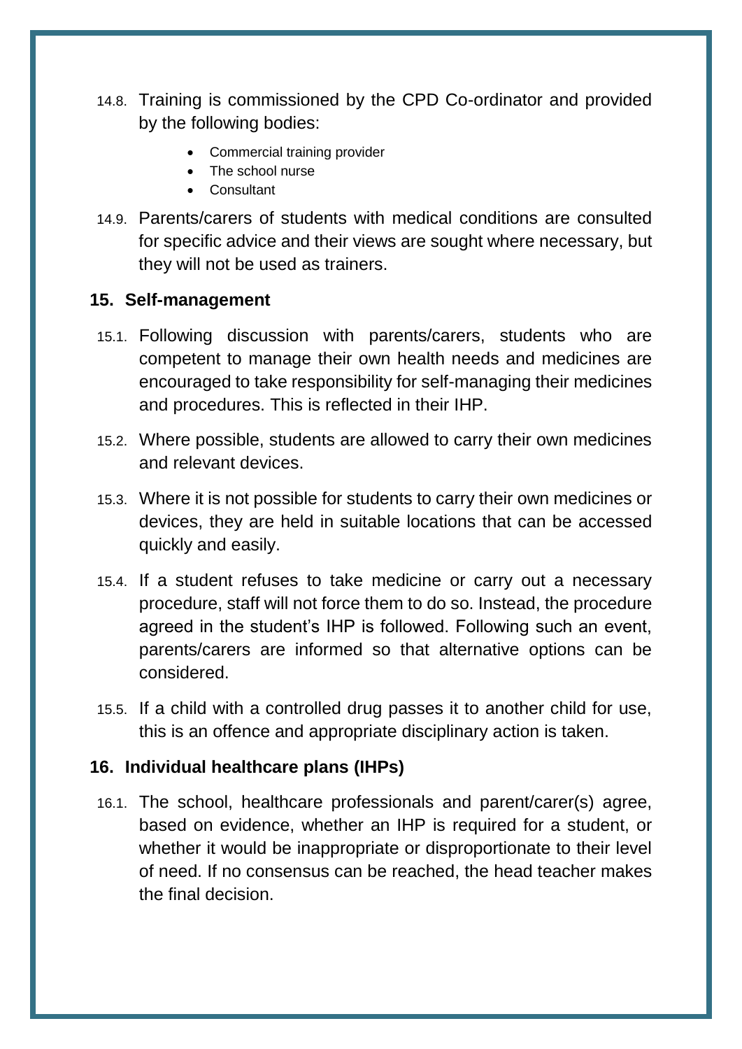14.8. Training is commissioned by the CPD Co-ordinator and provided by the following bodies:

- Commercial training provider
- The school nurse
- Consultant

14.9. Parents/carers of students with medical conditions are consulted for specific advice and their views are sought where necessary, but they will not be used as trainers.

## 15. Self-management

15.1. Following discussion with parents/carers, students who are competent to manage their own health needs and medicines are encouraged to take responsibility for self-managing their medicines and procedures. This is reflected in their IHP.

15.2. Where possible, students are allowed to carry their own medicines and relevant devices.

15.3. Where it is not possible for students to carry their own medicines or devices, they are held in suitable locations that can be accessed quickly and easily.

15.4. If a student refuses to take medicine or carry out a necessary procedure, staff will not force them to do so. Instead, the procedure agreed in the student's IHP is followed. Following such an event, parents/carers are informed so that alternative options can be considered.

15.5. If a child with a controlled drug passes it to another child for use, this is an offence and appropriate disciplinary action is taken.

## 16. Individual healthcare plans (IHPs)

16.1. The school, healthcare professionals and parent/carer(s) agree, based on evidence, whether an IHP is required for a student, or whether it would be inappropriate or disproportionate to their level of need. If no consensus can be reached, the head teacher makes the final decision.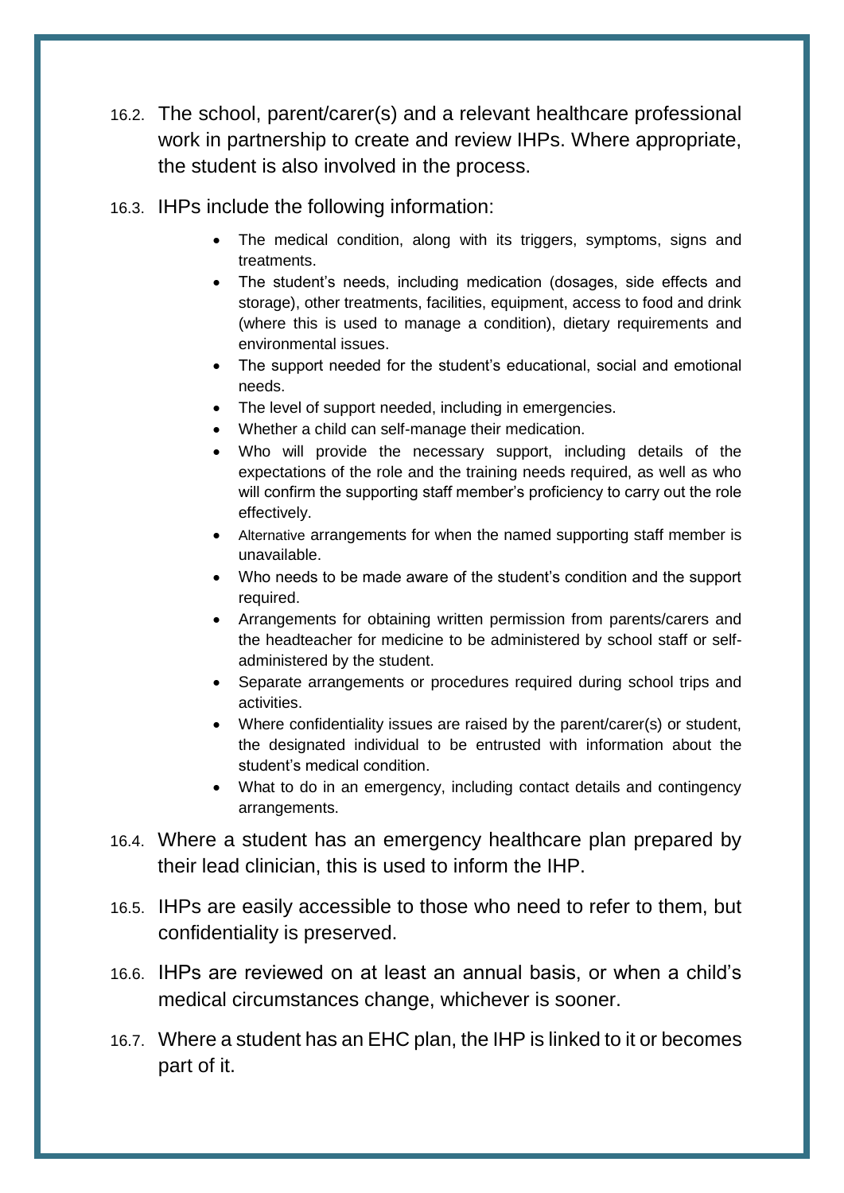16.2. The school, parent/carer(s) and a relevant healthcare professional work in partnership to create and review IHPs. Where appropriate, the student is also involved in the process.

16.3. IHPs include the following information:

- The medical condition, along with its triggers, symptoms, signs and treatments.
- The student's needs, including medication (dosages, side effects and storage), other treatments, facilities, equipment, access to food and drink (where this is used to manage a condition), dietary requirements and environmental issues.
- The support needed for the student's educational, social and emotional needs.
- The level of support needed, including in emergencies.
- Whether a child can self-manage their medication.
- Who will provide the necessary support, including details of the expectations of the role and the training needs required, as well as who will confirm the supporting staff member's proficiency to carry out the role effectively.
- Alternative arrangements for when the named supporting staff member is unavailable.
- Who needs to be made aware of the student's condition and the support required.
- Arrangements for obtaining written permission from parents/carers and the headteacher for medicine to be administered by school staff or self-administered by the student.
- Separate arrangements or procedures required during school trips and activities.
- Where confidentiality issues are raised by the parent/carer(s) or student, the designated individual to be entrusted with information about the student's medical condition.
- What to do in an emergency, including contact details and contingency arrangements.

16.4. Where a student has an emergency healthcare plan prepared by their lead clinician, this is used to inform the IHP.

16.5. IHPs are easily accessible to those who need to refer to them, but confidentiality is preserved.

16.6. IHPs are reviewed on at least an annual basis, or when a child's medical circumstances change, whichever is sooner.

16.7. Where a student has an EHC plan, the IHP is linked to it or becomes part of it.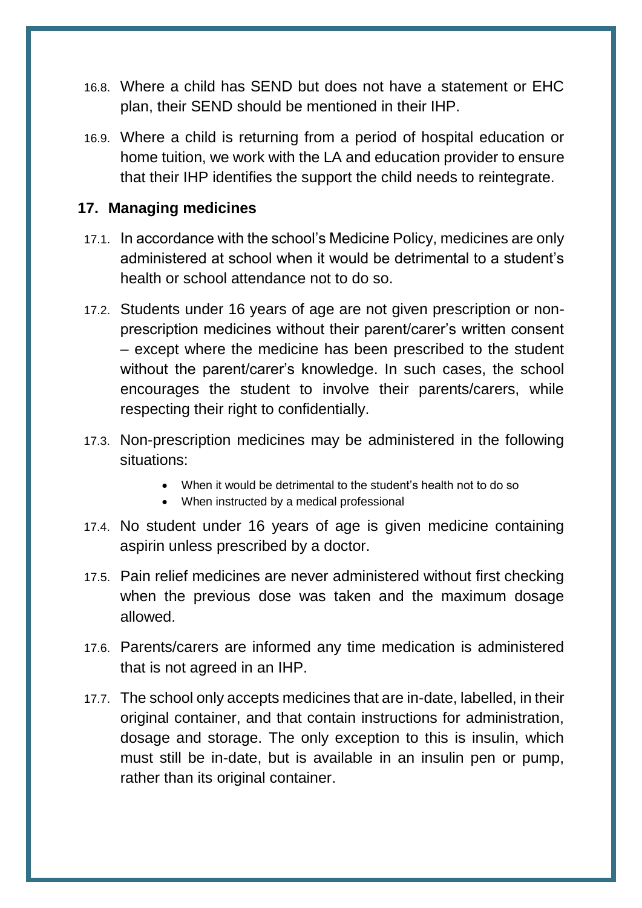16.8. Where a child has SEND but does not have a statement or EHC plan, their SEND should be mentioned in their IHP.

16.9. Where a child is returning from a period of hospital education or home tuition, we work with the LA and education provider to ensure that their IHP identifies the support the child needs to reintegrate.

## 17. Managing medicines

17.1. In accordance with the school's Medicine Policy, medicines are only administered at school when it would be detrimental to a student's health or school attendance not to do so.

17.2. Students under 16 years of age are not given prescription or non-prescription medicines without their parent/carer's written consent – except where the medicine has been prescribed to the student without the parent/carer's knowledge. In such cases, the school encourages the student to involve their parents/carers, while respecting their right to confidentially.

17.3. Non-prescription medicines may be administered in the following situations:

- When it would be detrimental to the student's health not to do so
- When instructed by a medical professional

17.4. No student under 16 years of age is given medicine containing aspirin unless prescribed by a doctor.

17.5. Pain relief medicines are never administered without first checking when the previous dose was taken and the maximum dosage allowed.

17.6. Parents/carers are informed any time medication is administered that is not agreed in an IHP.

17.7. The school only accepts medicines that are in-date, labelled, in their original container, and that contain instructions for administration, dosage and storage. The only exception to this is insulin, which must still be in-date, but is available in an insulin pen or pump, rather than its original container.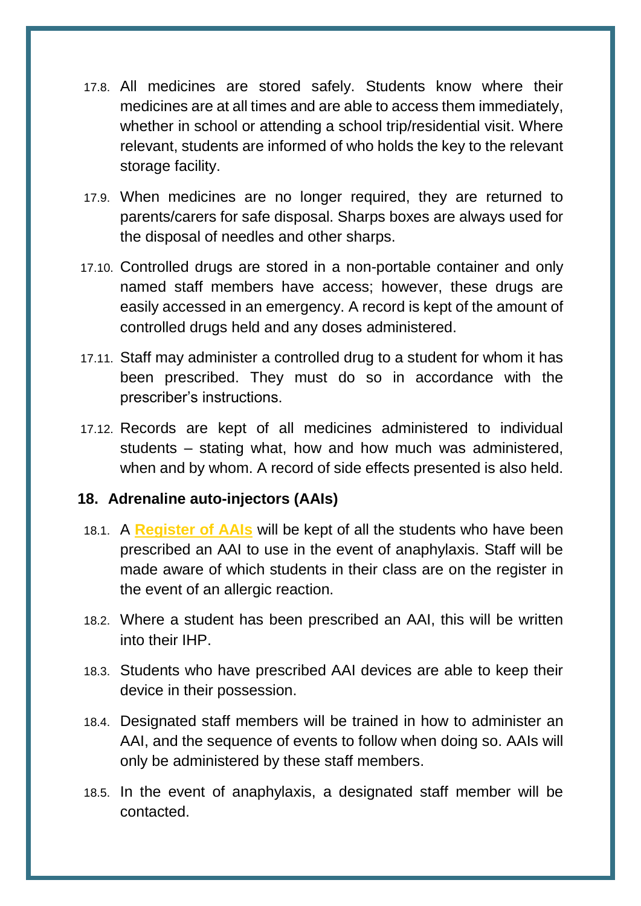17.8. All medicines are stored safely. Students know where their medicines are at all times and are able to access them immediately, whether in school or attending a school trip/residential visit. Where relevant, students are informed of who holds the key to the relevant storage facility.

17.9. When medicines are no longer required, they are returned to parents/carers for safe disposal. Sharps boxes are always used for the disposal of needles and other sharps.

17.10. Controlled drugs are stored in a non-portable container and only named staff members have access; however, these drugs are easily accessed in an emergency. A record is kept of the amount of controlled drugs held and any doses administered.

17.11. Staff may administer a controlled drug to a student for whom it has been prescribed. They must do so in accordance with the prescriber's instructions.

17.12. Records are kept of all medicines administered to individual students – stating what, how and how much was administered, when and by whom. A record of side effects presented is also held.

## 18. Adrenaline auto-injectors (AAIs)

18.1. A **Register of AAIs** will be kept of all the students who have been prescribed an AAI to use in the event of anaphylaxis. Staff will be made aware of which students in their class are on the register in the event of an allergic reaction.

18.2. Where a student has been prescribed an AAI, this will be written into their IHP.

18.3. Students who have prescribed AAI devices are able to keep their device in their possession.

18.4. Designated staff members will be trained in how to administer an AAI, and the sequence of events to follow when doing so. AAIs will only be administered by these staff members.

18.5. In the event of anaphylaxis, a designated staff member will be contacted.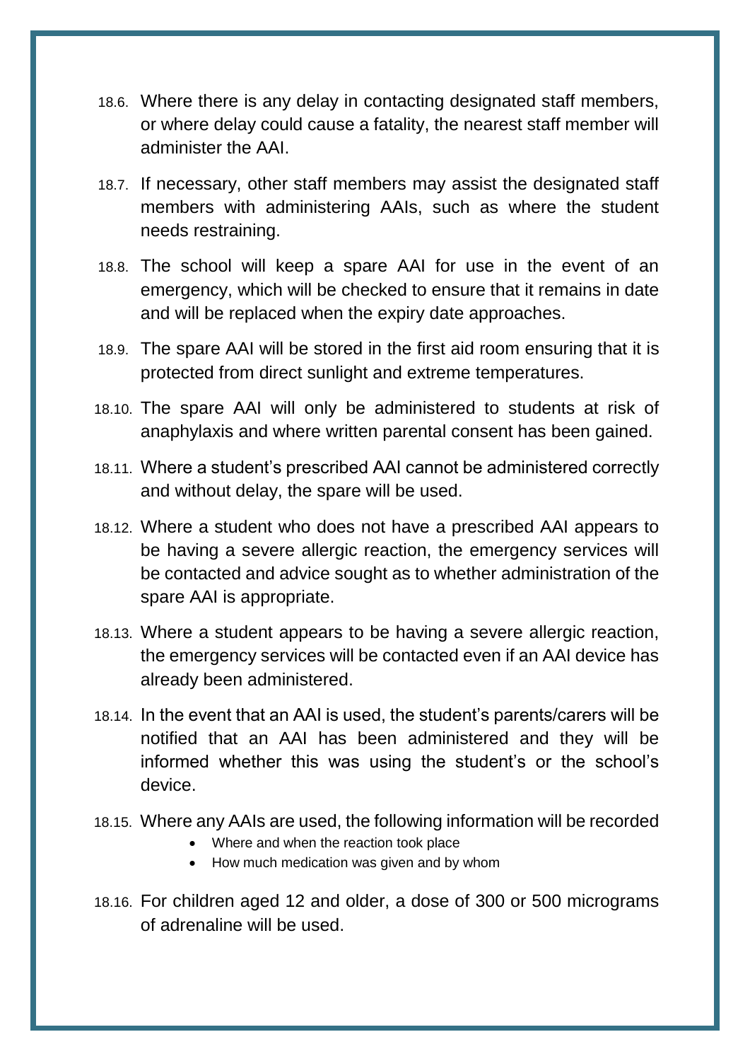18.6. Where there is any delay in contacting designated staff members, or where delay could cause a fatality, the nearest staff member will administer the AAI.

18.7. If necessary, other staff members may assist the designated staff members with administering AAIs, such as where the student needs restraining.

18.8. The school will keep a spare AAI for use in the event of an emergency, which will be checked to ensure that it remains in date and will be replaced when the expiry date approaches.

18.9. The spare AAI will be stored in the first aid room ensuring that it is protected from direct sunlight and extreme temperatures.

18.10. The spare AAI will only be administered to students at risk of anaphylaxis and where written parental consent has been gained.

18.11. Where a student's prescribed AAI cannot be administered correctly and without delay, the spare will be used.

18.12. Where a student who does not have a prescribed AAI appears to be having a severe allergic reaction, the emergency services will be contacted and advice sought as to whether administration of the spare AAI is appropriate.

18.13. Where a student appears to be having a severe allergic reaction, the emergency services will be contacted even if an AAI device has already been administered.

18.14. In the event that an AAI is used, the student's parents/carers will be notified that an AAI has been administered and they will be informed whether this was using the student's or the school's device.

18.15. Where any AAIs are used, the following information will be recorded

- Where and when the reaction took place
- How much medication was given and by whom

18.16. For children aged 12 and older, a dose of 300 or 500 micrograms of adrenaline will be used.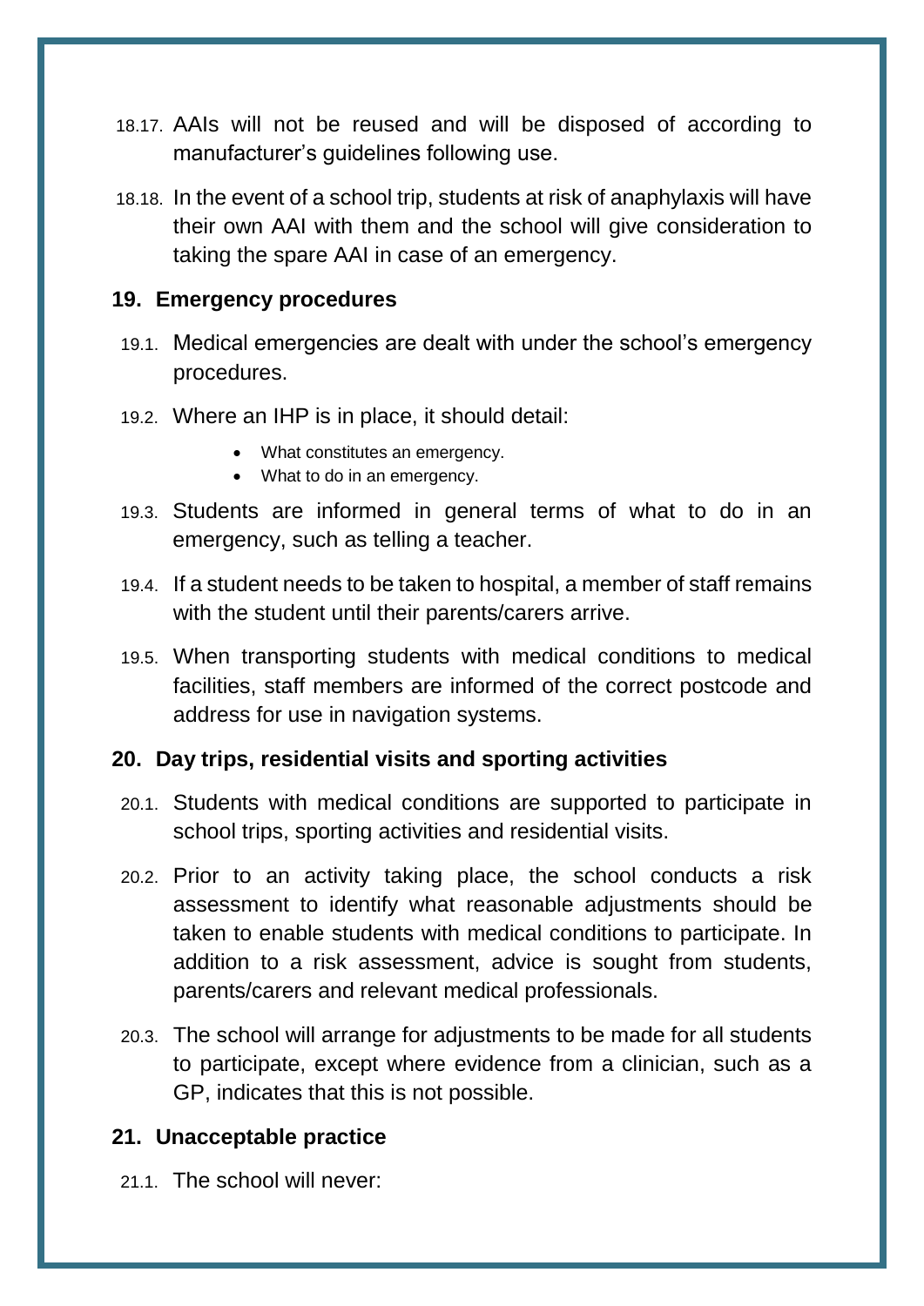18.17. AAIs will not be reused and will be disposed of according to manufacturer's guidelines following use.

18.18. In the event of a school trip, students at risk of anaphylaxis will have their own AAI with them and the school will give consideration to taking the spare AAI in case of an emergency.

## 19. Emergency procedures

19.1. Medical emergencies are dealt with under the school's emergency procedures.

19.2. Where an IHP is in place, it should detail:

- What constitutes an emergency.
- What to do in an emergency.

19.3. Students are informed in general terms of what to do in an emergency, such as telling a teacher.

19.4. If a student needs to be taken to hospital, a member of staff remains with the student until their parents/carers arrive.

19.5. When transporting students with medical conditions to medical facilities, staff members are informed of the correct postcode and address for use in navigation systems.

## 20. Day trips, residential visits and sporting activities

20.1. Students with medical conditions are supported to participate in school trips, sporting activities and residential visits.

20.2. Prior to an activity taking place, the school conducts a risk assessment to identify what reasonable adjustments should be taken to enable students with medical conditions to participate. In addition to a risk assessment, advice is sought from students, parents/carers and relevant medical professionals.

20.3. The school will arrange for adjustments to be made for all students to participate, except where evidence from a clinician, such as a GP, indicates that this is not possible.

## 21. Unacceptable practice

21.1. The school will never: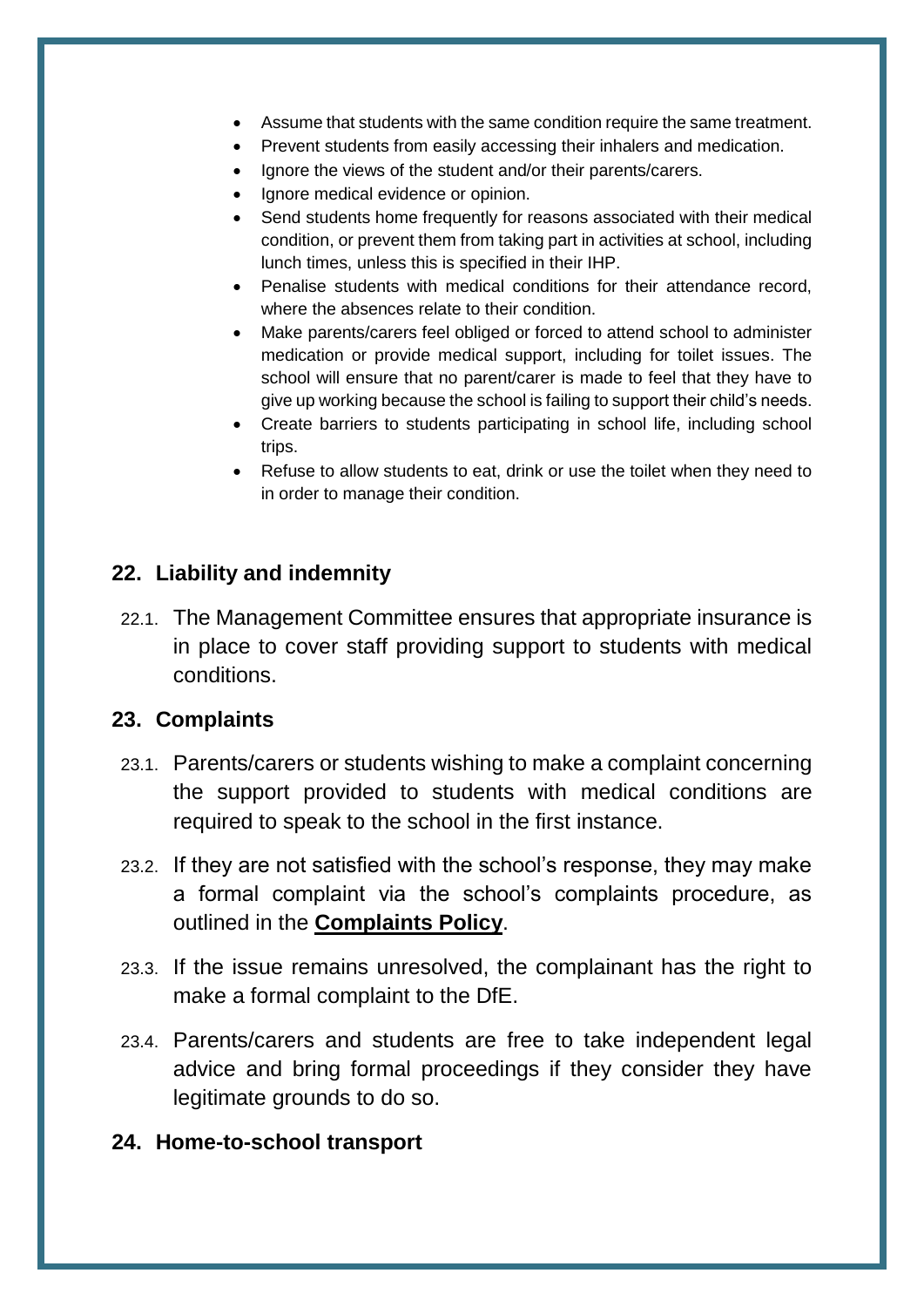- Assume that students with the same condition require the same treatment.
- Prevent students from easily accessing their inhalers and medication.
- Ignore the views of the student and/or their parents/carers.
- Ignore medical evidence or opinion.
- Send students home frequently for reasons associated with their medical condition, or prevent them from taking part in activities at school, including lunch times, unless this is specified in their IHP.
- Penalise students with medical conditions for their attendance record, where the absences relate to their condition.
- Make parents/carers feel obliged or forced to attend school to administer medication or provide medical support, including for toilet issues. The school will ensure that no parent/carer is made to feel that they have to give up working because the school is failing to support their child's needs.
- Create barriers to students participating in school life, including school trips.
- Refuse to allow students to eat, drink or use the toilet when they need to in order to manage their condition.

## 22. Liability and indemnity

22.1. The Management Committee ensures that appropriate insurance is in place to cover staff providing support to students with medical conditions.

## 23. Complaints

23.1. Parents/carers or students wishing to make a complaint concerning the support provided to students with medical conditions are required to speak to the school in the first instance.

23.2. If they are not satisfied with the school's response, they may make a formal complaint via the school's complaints procedure, as outlined in the **Complaints Policy**.

23.3. If the issue remains unresolved, the complainant has the right to make a formal complaint to the DfE.

23.4. Parents/carers and students are free to take independent legal advice and bring formal proceedings if they consider they have legitimate grounds to do so.

## 24. Home-to-school transport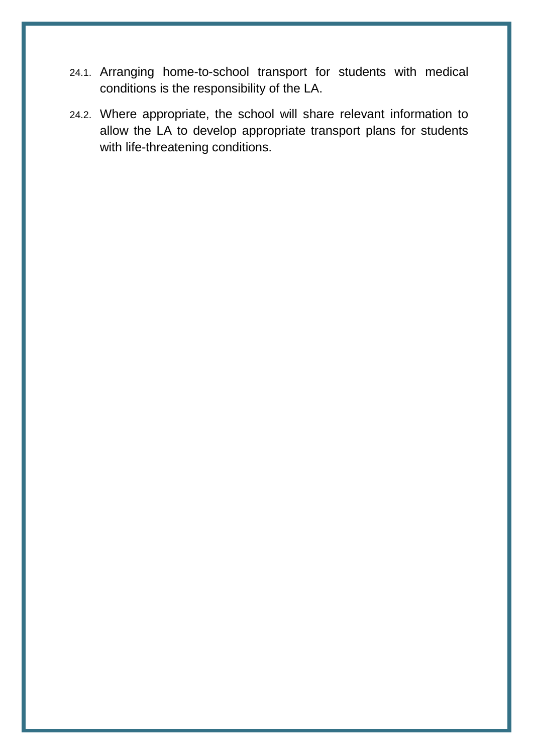24.1. Arranging home-to-school transport for students with medical conditions is the responsibility of the LA.

24.2. Where appropriate, the school will share relevant information to allow the LA to develop appropriate transport plans for students with life-threatening conditions.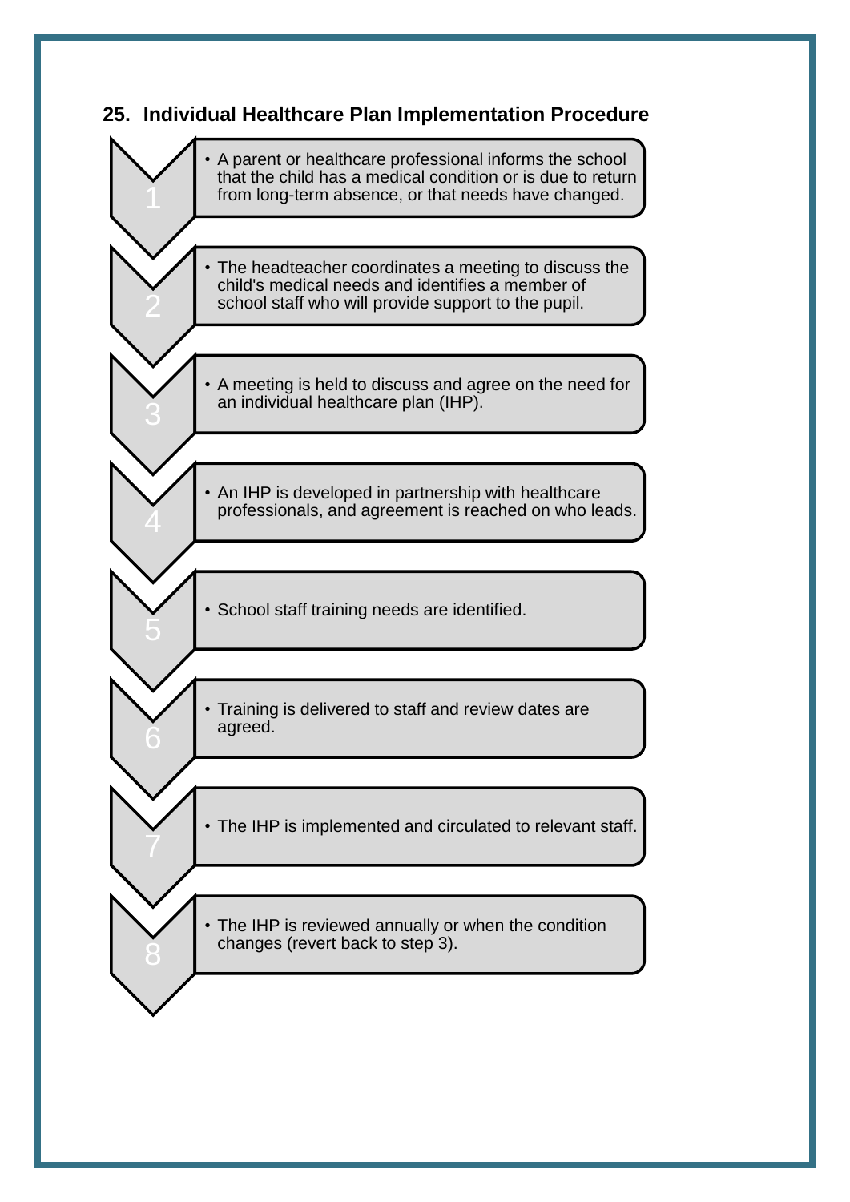## 25. Individual Healthcare Plan Implementation Procedure

1. A parent or healthcare professional informs the school that the child has a medical condition or is due to return from long-term absence, or that needs have changed.
2. The headteacher coordinates a meeting to discuss the child's medical needs and identifies a member of school staff who will provide support to the pupil.
3. A meeting is held to discuss and agree on the need for an individual healthcare plan (IHP).
4. An IHP is developed in partnership with healthcare professionals, and agreement is reached on who leads.
5. School staff training needs are identified.
6. Training is delivered to staff and review dates are agreed.
7. The IHP is implemented and circulated to relevant staff.
8. The IHP is reviewed annually or when the condition changes (revert back to step 3).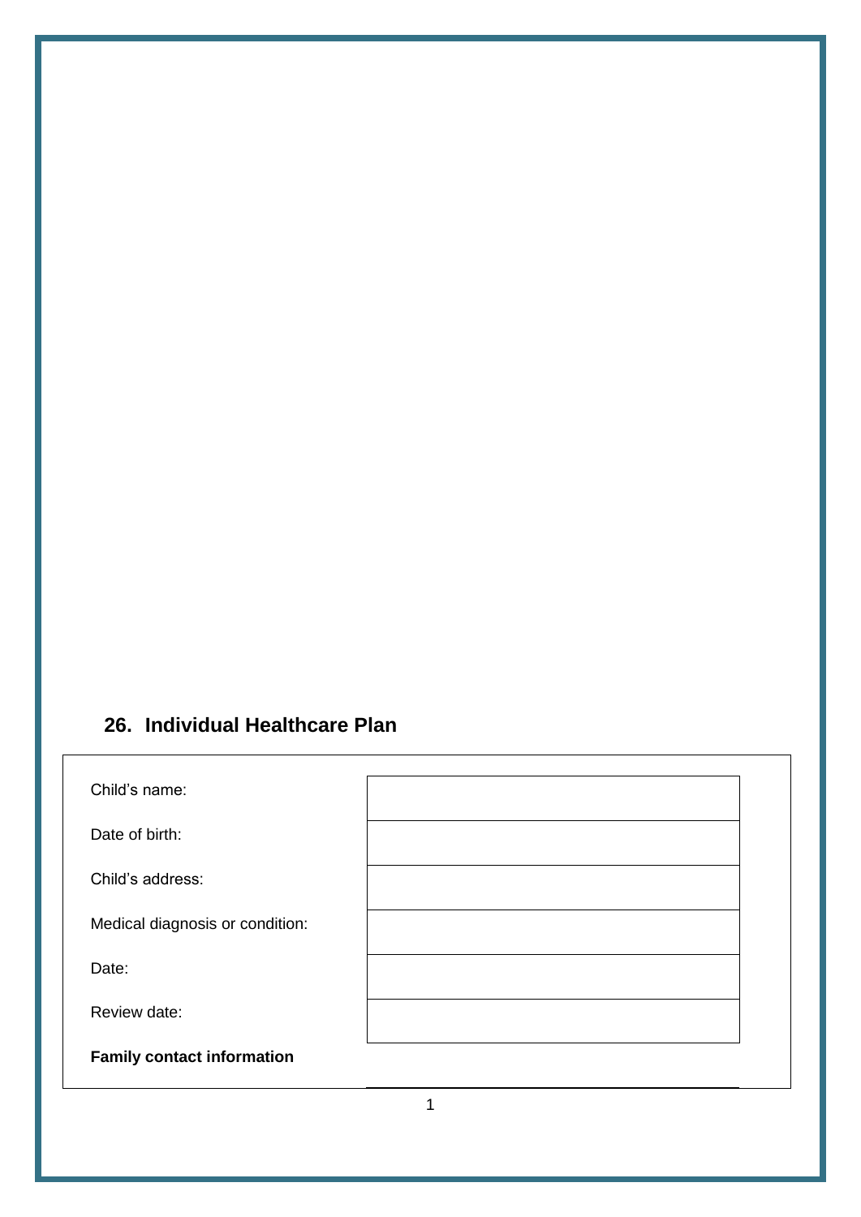## 26. Individual Healthcare Plan

| | |
|---|---|
| Child's name: | |
| Date of birth: | |
| Child's address: | |
| Medical diagnosis or condition: | |
| Date: | |
| Review date: | |

**Family contact information**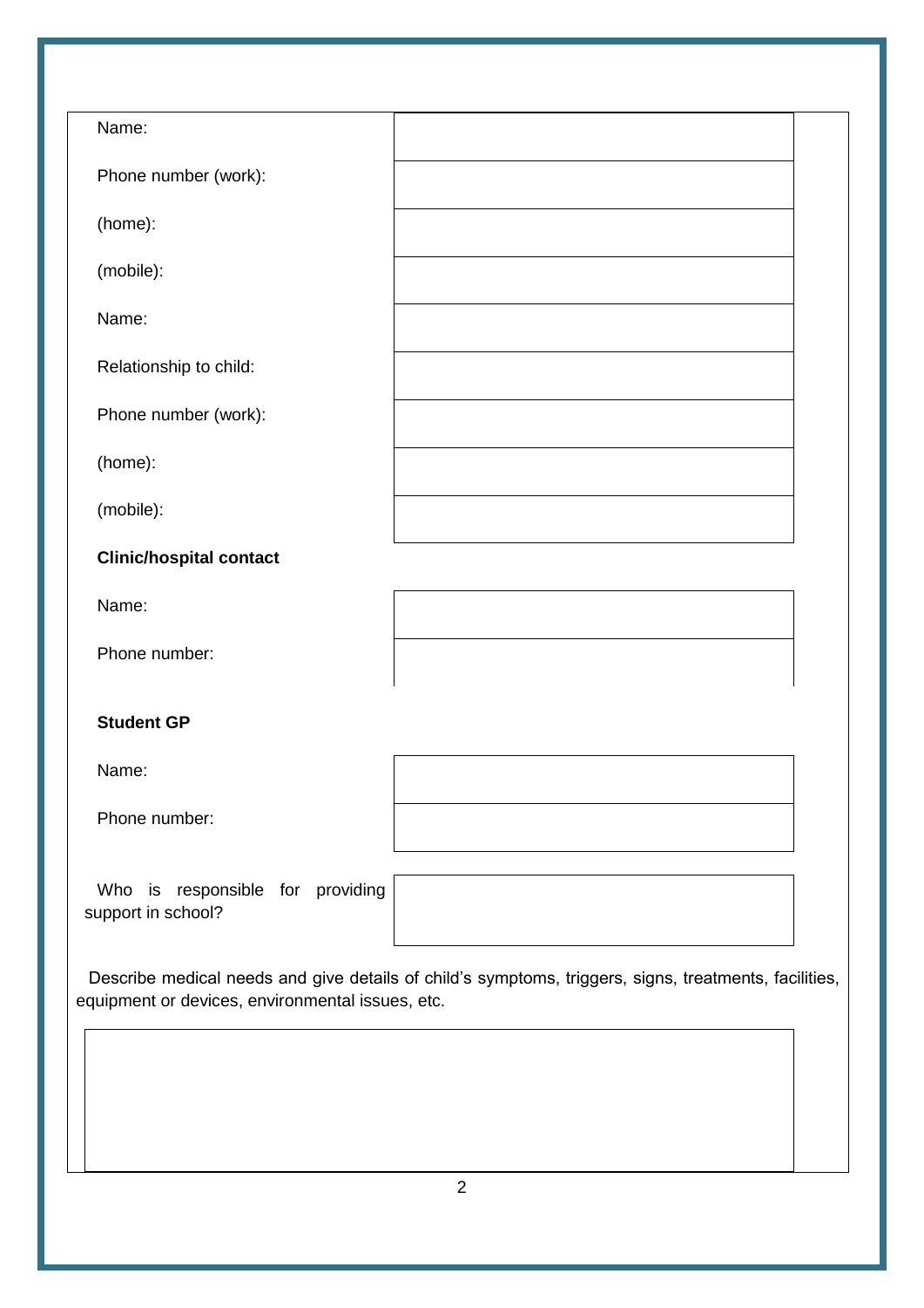| | |
|---|---|
| Name: | |
| Phone number (work): | |
| (home): | |
| (mobile): | |
| Name: | |
| Relationship to child: | |
| Phone number (work): | |
| (home): | |
| (mobile): | |

**Clinic/hospital contact**

| | |
|---|---|
| Name: | |
| Phone number: | |

**Student GP**

| | |
|---|---|
| Name: | |
| Phone number: | |

| | |
|---|---|
| Who is responsible for providing support in school? | |

Describe medical needs and give details of child's symptoms, triggers, signs, treatments, facilities, equipment or devices, environmental issues, etc.

| |
|---|
| |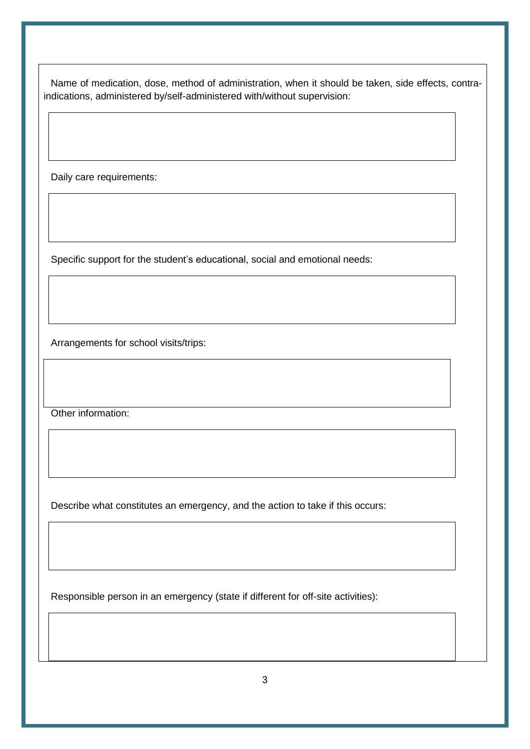Name of medication, dose, method of administration, when it should be taken, side effects, contra-indications, administered by/self-administered with/without supervision:

| |
|---|
| |

Daily care requirements:

| |
|---|
| |

Specific support for the student's educational, social and emotional needs:

| |
|---|
| |

Arrangements for school visits/trips:

| |
|---|
| |

Other information:

| |
|---|
| |

Describe what constitutes an emergency, and the action to take if this occurs:

| |
|---|
| |

Responsible person in an emergency (state if different for off-site activities):

| |
|---|
| |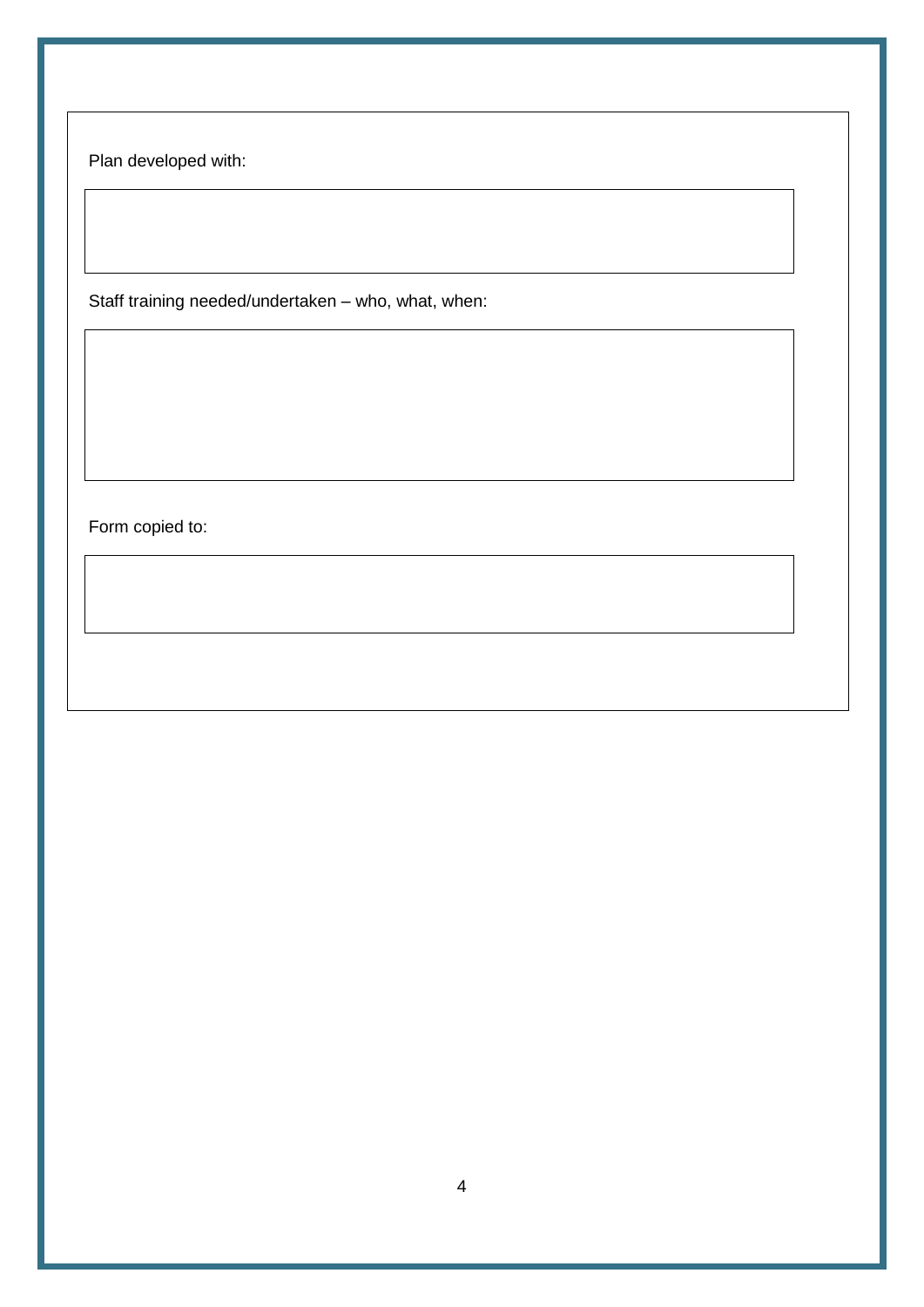Plan developed with:

| |
|---|
| |

Staff training needed/undertaken – who, what, when:

| |
|---|
| |

Form copied to:

| |
|---|
| |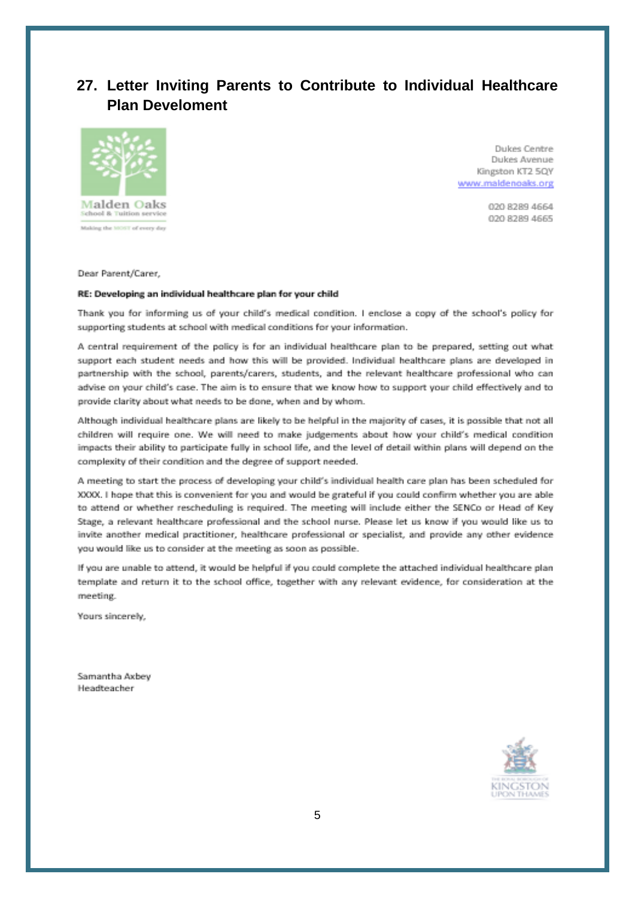## 27. Letter Inviting Parents to Contribute to Individual Healthcare Plan Develoment

Malden Oaks
School & Tuition service
Making the MOST of every day

Dukes Centre
Dukes Avenue
Kingston KT2 5QY
www.maldenoaks.org

020 8289 4664
020 8289 4665

Dear Parent/Carer,

**RE: Developing an individual healthcare plan for your child**

Thank you for informing us of your child's medical condition. I enclose a copy of the school's policy for supporting students at school with medical conditions for your information.

A central requirement of the policy is for an individual healthcare plan to be prepared, setting out what support each student needs and how this will be provided. Individual healthcare plans are developed in partnership with the school, parents/carers, students, and the relevant healthcare professional who can advise on your child's case. The aim is to ensure that we know how to support your child effectively and to provide clarity about what needs to be done, when and by whom.

Although individual healthcare plans are likely to be helpful in the majority of cases, it is possible that not all children will require one. We will need to make judgements about how your child's medical condition impacts their ability to participate fully in school life, and the level of detail within plans will depend on the complexity of their condition and the degree of support needed.

A meeting to start the process of developing your child's individual health care plan has been scheduled for XXXX. I hope that this is convenient for you and would be grateful if you could confirm whether you are able to attend or whether rescheduling is required. The meeting will include either the SENCo or Head of Key Stage, a relevant healthcare professional and the school nurse. Please let us know if you would like us to invite another medical practitioner, healthcare professional or specialist, and provide any other evidence you would like us to consider at the meeting as soon as possible.

If you are unable to attend, it would be helpful if you could complete the attached individual healthcare plan template and return it to the school office, together with any relevant evidence, for consideration at the meeting.

Yours sincerely,

Samantha Axbey
Headteacher

THE ROYAL BOROUGH OF
KINGSTON
UPON THAMES